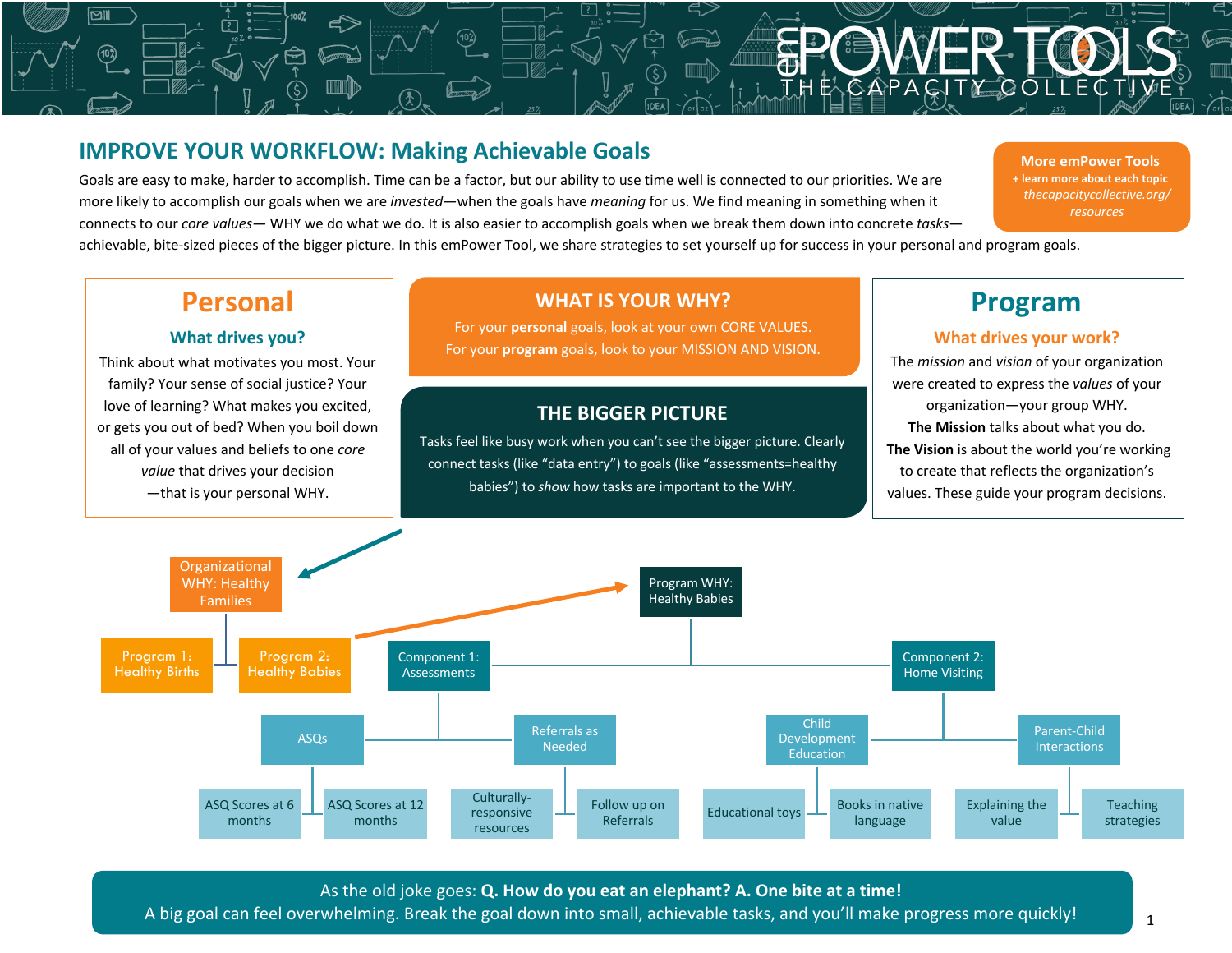# emPOWER TOOLS — THE CAPACITY COLLECTIVE

## IMPROVE YOUR WORKFLOW: Making Achievable Goals

**More emPower Tools**
**+ learn more about each topic**
*thecapacitycollective.org/resources*

Goals are easy to make, harder to accomplish. Time can be a factor, but our ability to use time well is connected to our priorities. We are more likely to accomplish our goals when we are *invested*—when the goals have *meaning* for us. We find meaning in something when it connects to our *core values*— WHY we do what we do. It is also easier to accomplish goals when we break them down into concrete *tasks*—achievable, bite-sized pieces of the bigger picture. In this emPower Tool, we share strategies to set yourself up for success in your personal and program goals.

### Personal

#### What drives you?

Think about what motivates you most. Your family? Your sense of social justice? Your love of learning? What makes you excited, or gets you out of bed? When you boil down all of your values and beliefs to one *core value* that drives your decision —that is your personal WHY.

### WHAT IS YOUR WHY?

For your **personal** goals, look at your own CORE VALUES.
For your **program** goals, look to your MISSION AND VISION.

### THE BIGGER PICTURE

Tasks feel like busy work when you can't see the bigger picture. Clearly connect tasks (like "data entry") to goals (like "assessments=healthy babies") to *show* how tasks are important to the WHY.

### Program

#### What drives your work?

The *mission* and *vision* of your organization were created to express the *values* of your organization—your group WHY.
**The Mission** talks about what you do.
**The Vision** is about the world you're working to create that reflects the organization's values. These guide your program decisions.

- Organizational WHY: Healthy Families
  - Program 1: Healthy Births
  - Program 2: Healthy Babies
    - Program WHY: Healthy Babies
      - Component 1: Assessments
        - ASQs
          - ASQ Scores at 6 months
          - ASQ Scores at 12 months
        - Referrals as Needed
          - Culturally-responsive resources
          - Follow up on Referrals
      - Component 2: Home Visiting
        - Child Development Education
          - Educational toys
          - Books in native language
        - Parent-Child Interactions
          - Explaining the value
          - Teaching strategies

As the old joke goes: **Q. How do you eat an elephant? A. One bite at a time!**
A big goal can feel overwhelming. Break the goal down into small, achievable tasks, and you'll make progress more quickly!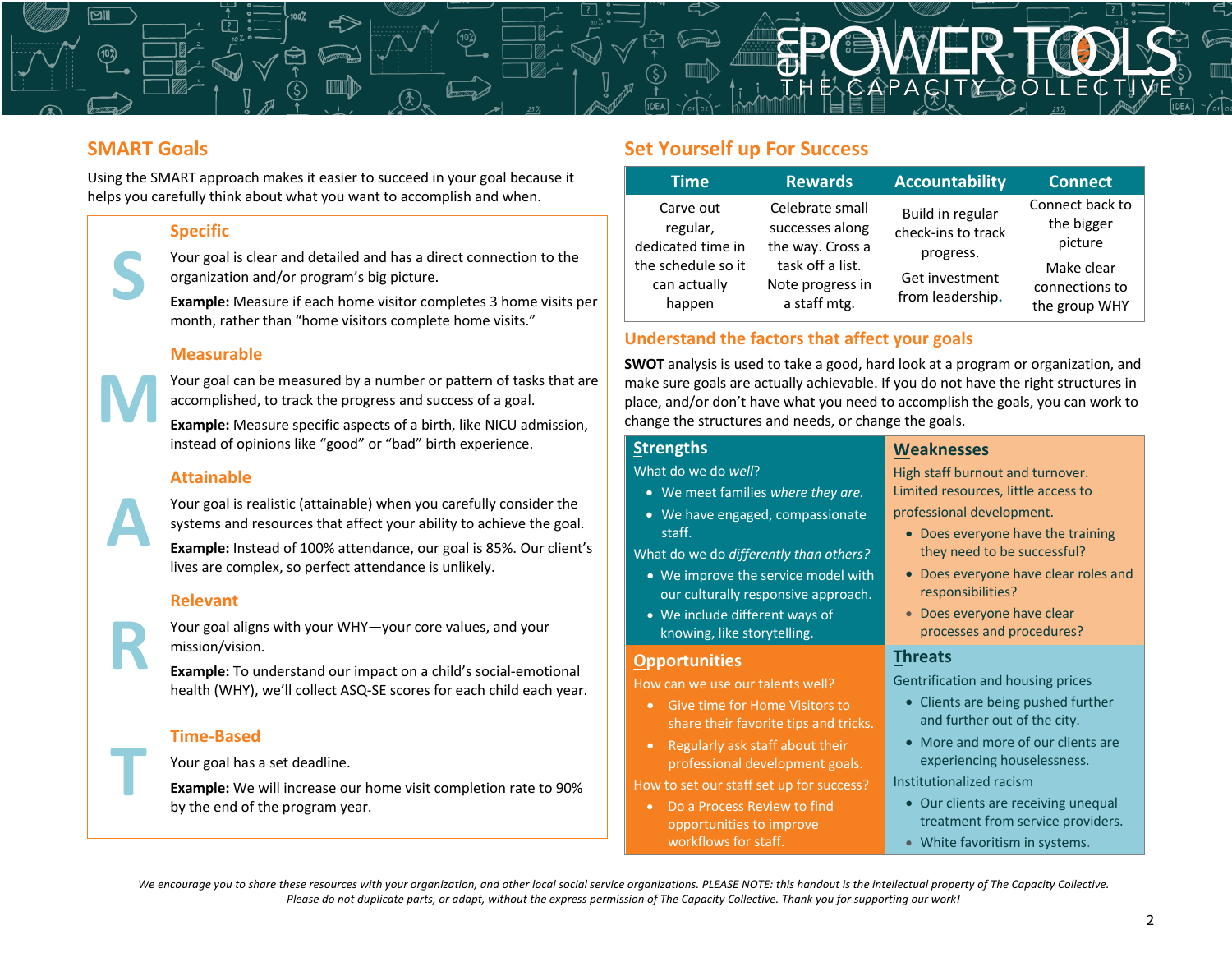## SMART Goals

Using the SMART approach makes it easier to succeed in your goal because it helps you carefully think about what you want to accomplish and when.

### S — Specific

Your goal is clear and detailed and has a direct connection to the organization and/or program's big picture.

**Example:** Measure if each home visitor completes 3 home visits per month, rather than "home visitors complete home visits."

### M — Measurable

Your goal can be measured by a number or pattern of tasks that are accomplished, to track the progress and success of a goal.

**Example:** Measure specific aspects of a birth, like NICU admission, instead of opinions like "good" or "bad" birth experience.

### A — Attainable

Your goal is realistic (attainable) when you carefully consider the systems and resources that affect your ability to achieve the goal.

**Example:** Instead of 100% attendance, our goal is 85%. Our client's lives are complex, so perfect attendance is unlikely.

### R — Relevant

Your goal aligns with your WHY—your core values, and your mission/vision.

**Example:** To understand our impact on a child's social-emotional health (WHY), we'll collect ASQ-SE scores for each child each year.

### T — Time-Based

Your goal has a set deadline.

**Example:** We will increase our home visit completion rate to 90% by the end of the program year.

## Set Yourself up For Success

| Time | Rewards | Accountability | Connect |
|---|---|---|---|
| Carve out regular, dedicated time in the schedule so it can actually happen | Celebrate small successes along the way. Cross a task off a list. Note progress in a staff mtg. | Build in regular check-ins to track progress.<br><br>Get investment from leadership. | Connect back to the bigger picture<br><br>Make clear connections to the group WHY |

## Understand the factors that affect your goals

**SWOT** analysis is used to take a good, hard look at a program or organization, and make sure goals are actually achievable. If you do not have the right structures in place, and/or don't have what you need to accomplish the goals, you can work to change the structures and needs, or change the goals.

### Strengths

What do we do *well*?

- We meet families *where they are.*
- We have engaged, compassionate staff.

What do we do *differently than others?*

- We improve the service model with our culturally responsive approach.
- We include different ways of knowing, like storytelling.

### Weaknesses

High staff burnout and turnover. Limited resources, little access to professional development.

- Does everyone have the training they need to be successful?
- Does everyone have clear roles and responsibilities?
- Does everyone have clear processes and procedures?

### Opportunities

How can we use our talents well?

- Give time for Home Visitors to share their favorite tips and tricks.
- Regularly ask staff about their professional development goals.

How to set our staff set up for success?

- Do a Process Review to find opportunities to improve workflows for staff.

### Threats

Gentrification and housing prices

- Clients are being pushed further and further out of the city.
- More and more of our clients are experiencing houselessness.

Institutionalized racism

- Our clients are receiving unequal treatment from service providers.
- White favoritism in systems.

*We encourage you to share these resources with your organization, and other local social service organizations. PLEASE NOTE: this handout is the intellectual property of The Capacity Collective. Please do not duplicate parts, or adapt, without the express permission of The Capacity Collective. Thank you for supporting our work!*